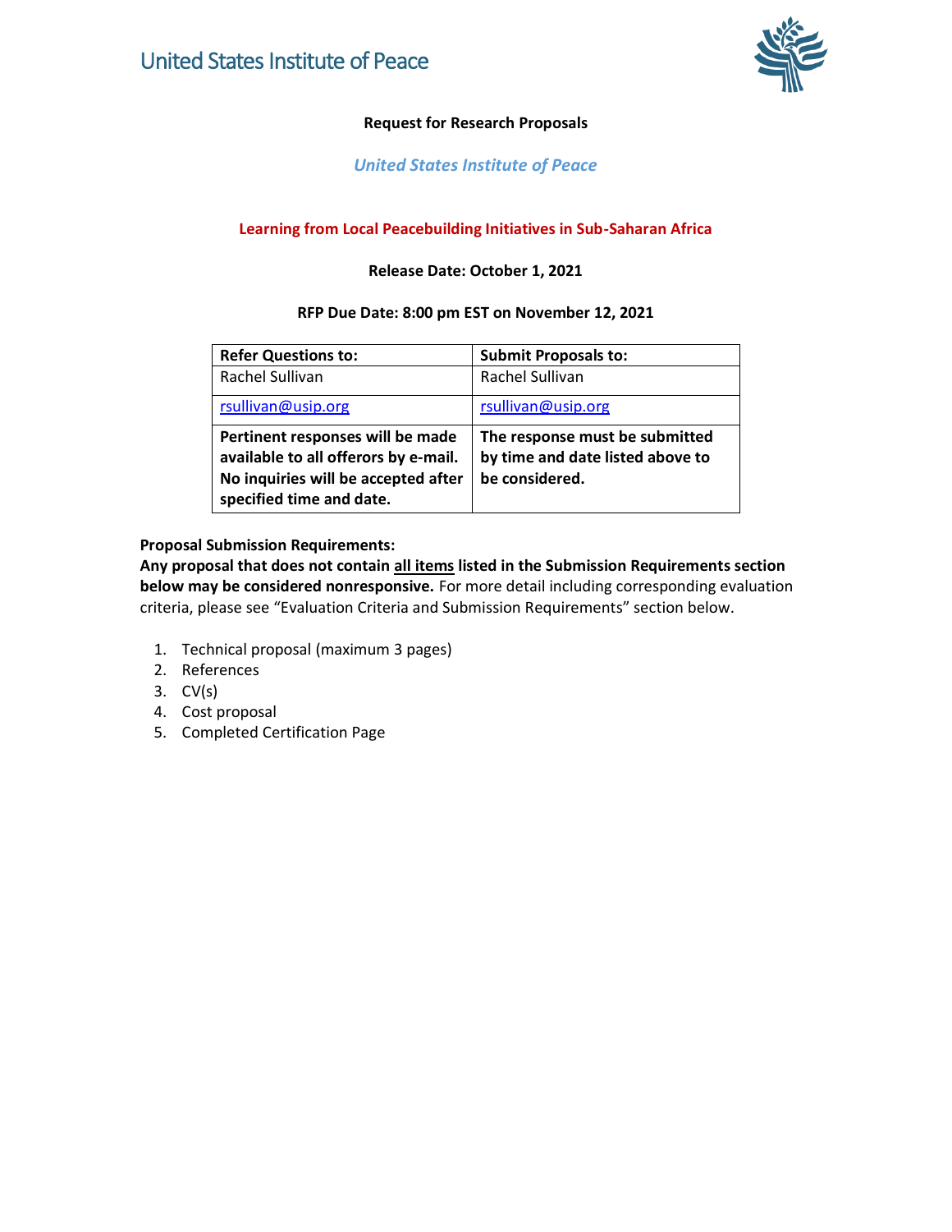# United States Institute of Peace

**Request for Research Proposals**

***United States Institute of Peace***

**Learning from Local Peacebuilding Initiatives in Sub-Saharan Africa**

**Release Date: October 1, 2021**

**RFP Due Date: 8:00 pm EST on November 12, 2021**

| **Refer Questions to:** | **Submit Proposals to:** |
|---|---|
| Rachel Sullivan | Rachel Sullivan |
| rsullivan@usip.org | rsullivan@usip.org |
| **Pertinent responses will be made available to all offerors by e-mail. No inquiries will be accepted after specified time and date.** | **The response must be submitted by time and date listed above to be considered.** |

**Proposal Submission Requirements:**

**Any proposal that does not contain all items listed in the Submission Requirements section below may be considered nonresponsive.** For more detail including corresponding evaluation criteria, please see "Evaluation Criteria and Submission Requirements" section below.

1. Technical proposal (maximum 3 pages)
2. References
3. CV(s)
4. Cost proposal
5. Completed Certification Page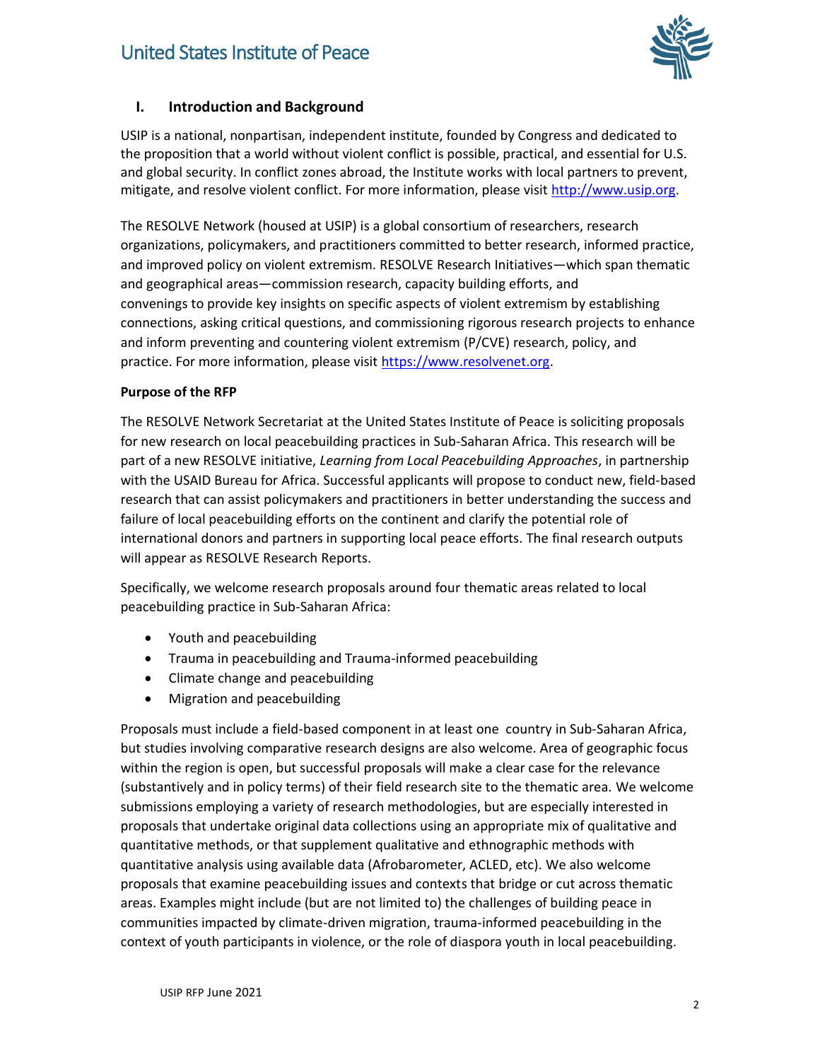## I. Introduction and Background

USIP is a national, nonpartisan, independent institute, founded by Congress and dedicated to the proposition that a world without violent conflict is possible, practical, and essential for U.S. and global security. In conflict zones abroad, the Institute works with local partners to prevent, mitigate, and resolve violent conflict. For more information, please visit http://www.usip.org.

The RESOLVE Network (housed at USIP) is a global consortium of researchers, research organizations, policymakers, and practitioners committed to better research, informed practice, and improved policy on violent extremism. RESOLVE Research Initiatives—which span thematic and geographical areas—commission research, capacity building efforts, and convenings to provide key insights on specific aspects of violent extremism by establishing connections, asking critical questions, and commissioning rigorous research projects to enhance and inform preventing and countering violent extremism (P/CVE) research, policy, and practice. For more information, please visit https://www.resolvenet.org.

**Purpose of the RFP**

The RESOLVE Network Secretariat at the United States Institute of Peace is soliciting proposals for new research on local peacebuilding practices in Sub-Saharan Africa. This research will be part of a new RESOLVE initiative, *Learning from Local Peacebuilding Approaches*, in partnership with the USAID Bureau for Africa. Successful applicants will propose to conduct new, field-based research that can assist policymakers and practitioners in better understanding the success and failure of local peacebuilding efforts on the continent and clarify the potential role of international donors and partners in supporting local peace efforts. The final research outputs will appear as RESOLVE Research Reports.

Specifically, we welcome research proposals around four thematic areas related to local peacebuilding practice in Sub-Saharan Africa:

- Youth and peacebuilding
- Trauma in peacebuilding and Trauma-informed peacebuilding
- Climate change and peacebuilding
- Migration and peacebuilding

Proposals must include a field-based component in at least one country in Sub-Saharan Africa, but studies involving comparative research designs are also welcome. Area of geographic focus within the region is open, but successful proposals will make a clear case for the relevance (substantively and in policy terms) of their field research site to the thematic area. We welcome submissions employing a variety of research methodologies, but are especially interested in proposals that undertake original data collections using an appropriate mix of qualitative and quantitative methods, or that supplement qualitative and ethnographic methods with quantitative analysis using available data (Afrobarometer, ACLED, etc). We also welcome proposals that examine peacebuilding issues and contexts that bridge or cut across thematic areas. Examples might include (but are not limited to) the challenges of building peace in communities impacted by climate-driven migration, trauma-informed peacebuilding in the context of youth participants in violence, or the role of diaspora youth in local peacebuilding.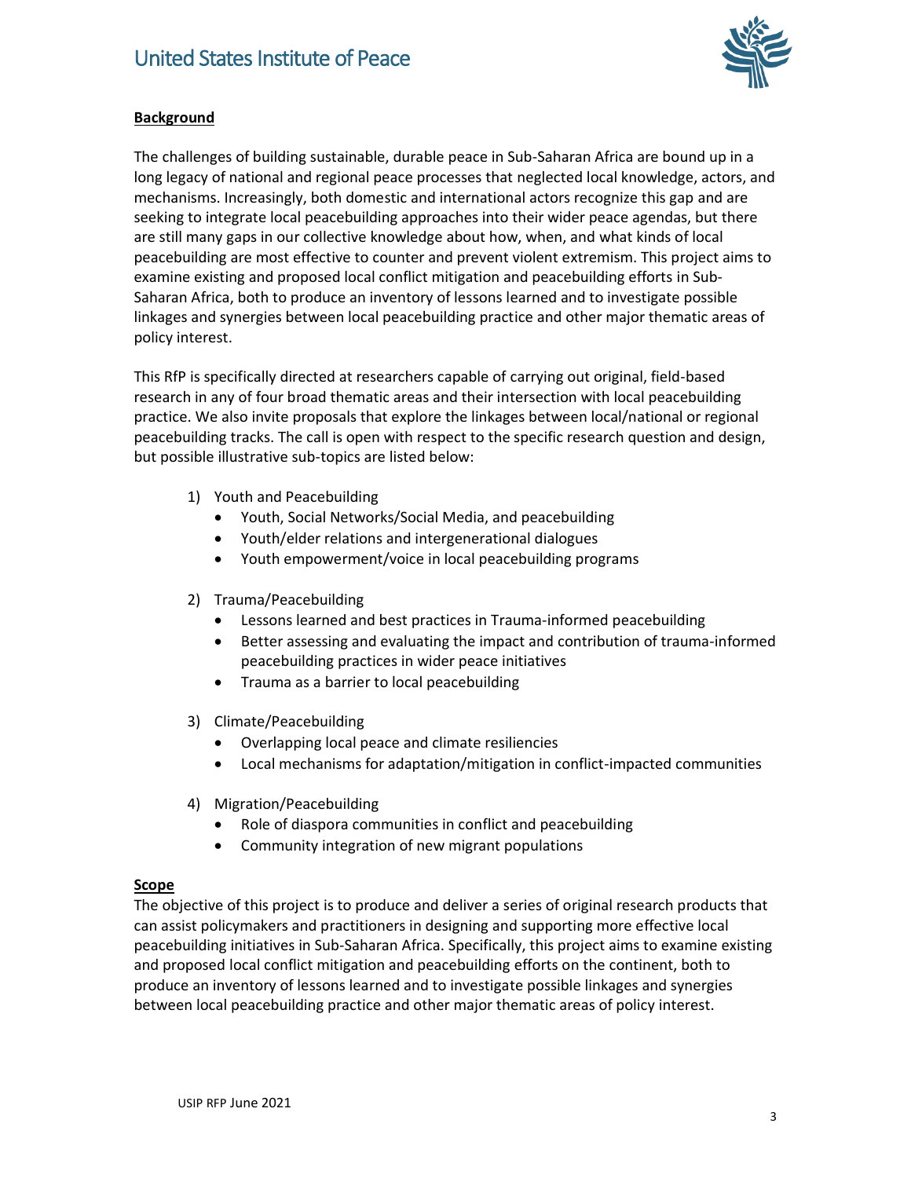## Background

The challenges of building sustainable, durable peace in Sub-Saharan Africa are bound up in a long legacy of national and regional peace processes that neglected local knowledge, actors, and mechanisms. Increasingly, both domestic and international actors recognize this gap and are seeking to integrate local peacebuilding approaches into their wider peace agendas, but there are still many gaps in our collective knowledge about how, when, and what kinds of local peacebuilding are most effective to counter and prevent violent extremism. This project aims to examine existing and proposed local conflict mitigation and peacebuilding efforts in Sub-Saharan Africa, both to produce an inventory of lessons learned and to investigate possible linkages and synergies between local peacebuilding practice and other major thematic areas of policy interest.

This RfP is specifically directed at researchers capable of carrying out original, field-based research in any of four broad thematic areas and their intersection with local peacebuilding practice. We also invite proposals that explore the linkages between local/national or regional peacebuilding tracks. The call is open with respect to the specific research question and design, but possible illustrative sub-topics are listed below:

1) Youth and Peacebuilding
   - Youth, Social Networks/Social Media, and peacebuilding
   - Youth/elder relations and intergenerational dialogues
   - Youth empowerment/voice in local peacebuilding programs
2) Trauma/Peacebuilding
   - Lessons learned and best practices in Trauma-informed peacebuilding
   - Better assessing and evaluating the impact and contribution of trauma-informed peacebuilding practices in wider peace initiatives
   - Trauma as a barrier to local peacebuilding
3) Climate/Peacebuilding
   - Overlapping local peace and climate resiliencies
   - Local mechanisms for adaptation/mitigation in conflict-impacted communities
4) Migration/Peacebuilding
   - Role of diaspora communities in conflict and peacebuilding
   - Community integration of new migrant populations

## Scope

The objective of this project is to produce and deliver a series of original research products that can assist policymakers and practitioners in designing and supporting more effective local peacebuilding initiatives in Sub-Saharan Africa. Specifically, this project aims to examine existing and proposed local conflict mitigation and peacebuilding efforts on the continent, both to produce an inventory of lessons learned and to investigate possible linkages and synergies between local peacebuilding practice and other major thematic areas of policy interest.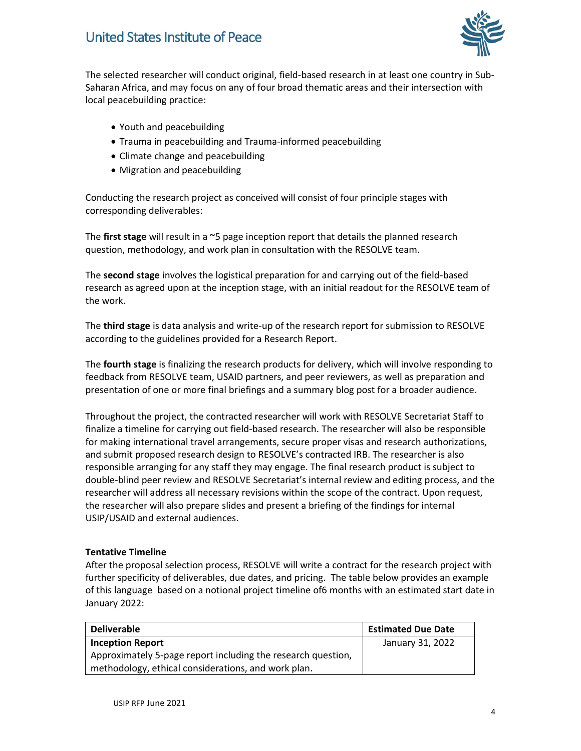The selected researcher will conduct original, field-based research in at least one country in Sub-Saharan Africa, and may focus on any of four broad thematic areas and their intersection with local peacebuilding practice:

- Youth and peacebuilding
- Trauma in peacebuilding and Trauma-informed peacebuilding
- Climate change and peacebuilding
- Migration and peacebuilding

Conducting the research project as conceived will consist of four principle stages with corresponding deliverables:

The **first stage** will result in a ~5 page inception report that details the planned research question, methodology, and work plan in consultation with the RESOLVE team.

The **second stage** involves the logistical preparation for and carrying out of the field-based research as agreed upon at the inception stage, with an initial readout for the RESOLVE team of the work.

The **third stage** is data analysis and write-up of the research report for submission to RESOLVE according to the guidelines provided for a Research Report.

The **fourth stage** is finalizing the research products for delivery, which will involve responding to feedback from RESOLVE team, USAID partners, and peer reviewers, as well as preparation and presentation of one or more final briefings and a summary blog post for a broader audience.

Throughout the project, the contracted researcher will work with RESOLVE Secretariat Staff to finalize a timeline for carrying out field-based research. The researcher will also be responsible for making international travel arrangements, secure proper visas and research authorizations, and submit proposed research design to RESOLVE's contracted IRB. The researcher is also responsible arranging for any staff they may engage. The final research product is subject to double-blind peer review and RESOLVE Secretariat's internal review and editing process, and the researcher will address all necessary revisions within the scope of the contract. Upon request, the researcher will also prepare slides and present a briefing of the findings for internal USIP/USAID and external audiences.

**Tentative Timeline**

After the proposal selection process, RESOLVE will write a contract for the research project with further specificity of deliverables, due dates, and pricing. The table below provides an example of this language based on a notional project timeline of6 months with an estimated start date in January 2022:

| Deliverable | Estimated Due Date |
|---|---|
| **Inception Report**<br>Approximately 5-page report including the research question, methodology, ethical considerations, and work plan. | January 31, 2022 |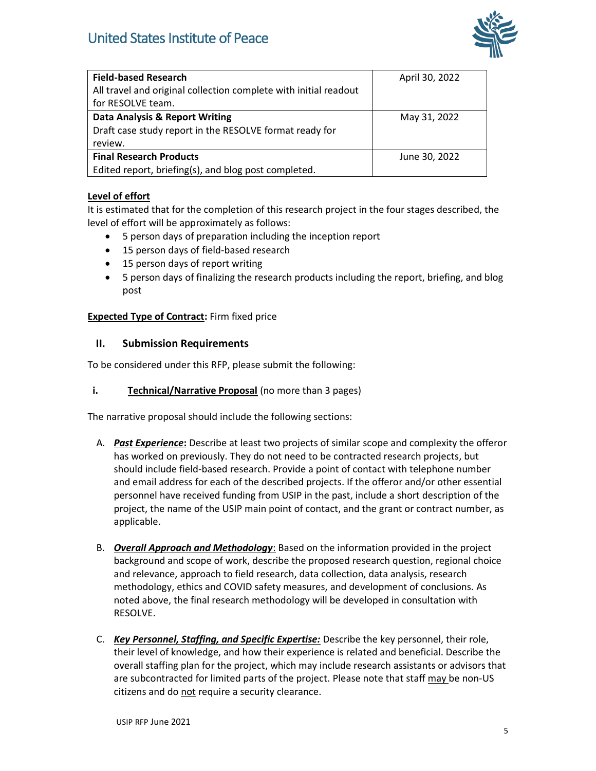| | |
|---|---|
| **Field-based Research**<br>All travel and original collection complete with initial readout for RESOLVE team. | April 30, 2022 |
| **Data Analysis & Report Writing**<br>Draft case study report in the RESOLVE format ready for review. | May 31, 2022 |
| **Final Research Products**<br>Edited report, briefing(s), and blog post completed. | June 30, 2022 |

**Level of effort**

It is estimated that for the completion of this research project in the four stages described, the level of effort will be approximately as follows:

- 5 person days of preparation including the inception report
- 15 person days of field-based research
- 15 person days of report writing
- 5 person days of finalizing the research products including the report, briefing, and blog post

**Expected Type of Contract:** Firm fixed price

## II. Submission Requirements

To be considered under this RFP, please submit the following:

**i. Technical/Narrative Proposal** (no more than 3 pages)

The narrative proposal should include the following sections:

A. ***Past Experience*:** Describe at least two projects of similar scope and complexity the offeror has worked on previously. They do not need to be contracted research projects, but should include field-based research. Provide a point of contact with telephone number and email address for each of the described projects. If the offeror and/or other essential personnel have received funding from USIP in the past, include a short description of the project, the name of the USIP main point of contact, and the grant or contract number, as applicable.

B. ***Overall Approach and Methodology***: Based on the information provided in the project background and scope of work, describe the proposed research question, regional choice and relevance, approach to field research, data collection, data analysis, research methodology, ethics and COVID safety measures, and development of conclusions. As noted above, the final research methodology will be developed in consultation with RESOLVE.

C. ***Key Personnel, Staffing, and Specific Expertise:*** Describe the key personnel, their role, their level of knowledge, and how their experience is related and beneficial. Describe the overall staffing plan for the project, which may include research assistants or advisors that are subcontracted for limited parts of the project. Please note that staff may be non-US citizens and do not require a security clearance.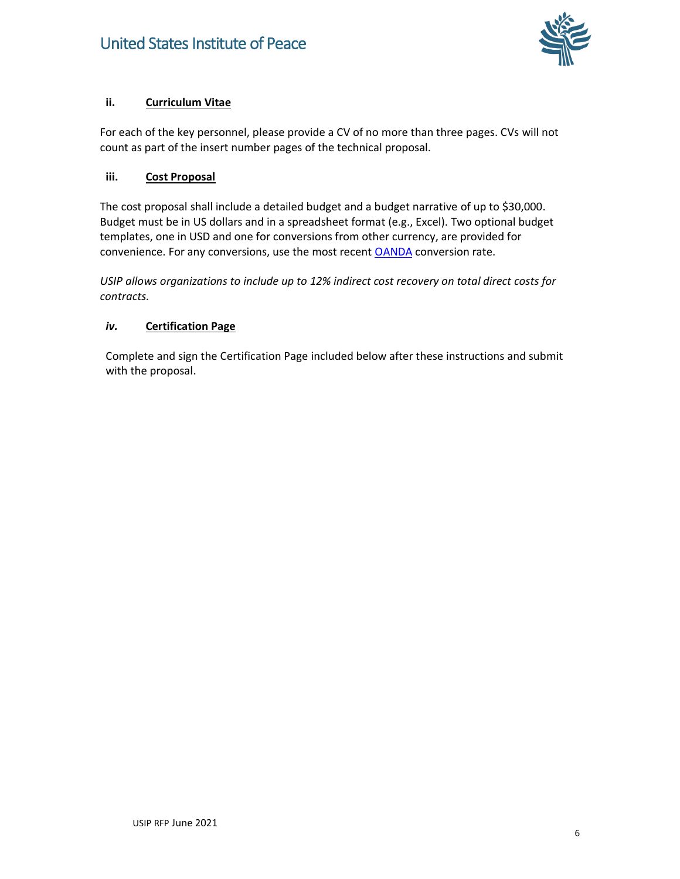### ii. Curriculum Vitae

For each of the key personnel, please provide a CV of no more than three pages. CVs will not count as part of the insert number pages of the technical proposal.

### iii. Cost Proposal

The cost proposal shall include a detailed budget and a budget narrative of up to $30,000. Budget must be in US dollars and in a spreadsheet format (e.g., Excel). Two optional budget templates, one in USD and one for conversions from other currency, are provided for convenience. For any conversions, use the most recent OANDA conversion rate.

*USIP allows organizations to include up to 12% indirect cost recovery on total direct costs for contracts.*

### *iv.* Certification Page

Complete and sign the Certification Page included below after these instructions and submit with the proposal.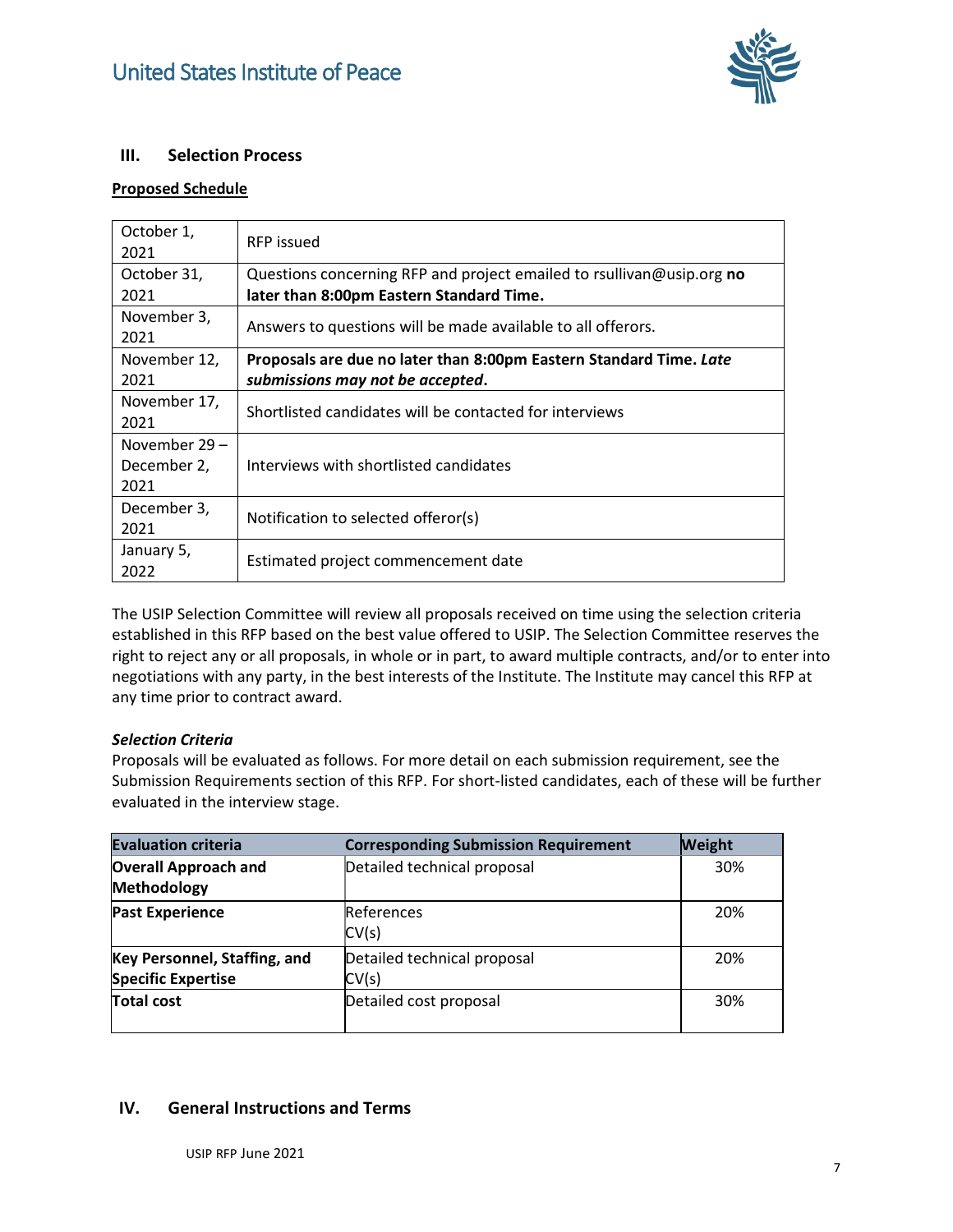## III. Selection Process

**Proposed Schedule**

| | |
|---|---|
| October 1, 2021 | RFP issued |
| October 31, 2021 | Questions concerning RFP and project emailed to rsullivan@usip.org **no later than 8:00pm Eastern Standard Time.** |
| November 3, 2021 | Answers to questions will be made available to all offerors. |
| November 12, 2021 | **Proposals are due no later than 8:00pm Eastern Standard Time. *Late submissions may not be accepted*.** |
| November 17, 2021 | Shortlisted candidates will be contacted for interviews |
| November 29 – December 2, 2021 | Interviews with shortlisted candidates |
| December 3, 2021 | Notification to selected offeror(s) |
| January 5, 2022 | Estimated project commencement date |

The USIP Selection Committee will review all proposals received on time using the selection criteria established in this RFP based on the best value offered to USIP. The Selection Committee reserves the right to reject any or all proposals, in whole or in part, to award multiple contracts, and/or to enter into negotiations with any party, in the best interests of the Institute. The Institute may cancel this RFP at any time prior to contract award.

***Selection Criteria***

Proposals will be evaluated as follows. For more detail on each submission requirement, see the Submission Requirements section of this RFP. For short-listed candidates, each of these will be further evaluated in the interview stage.

| Evaluation criteria | Corresponding Submission Requirement | Weight |
|---|---|---|
| **Overall Approach and Methodology** | Detailed technical proposal | 30% |
| **Past Experience** | References<br>CV(s) | 20% |
| **Key Personnel, Staffing, and Specific Expertise** | Detailed technical proposal<br>CV(s) | 20% |
| **Total cost** | Detailed cost proposal | 30% |

## IV. General Instructions and Terms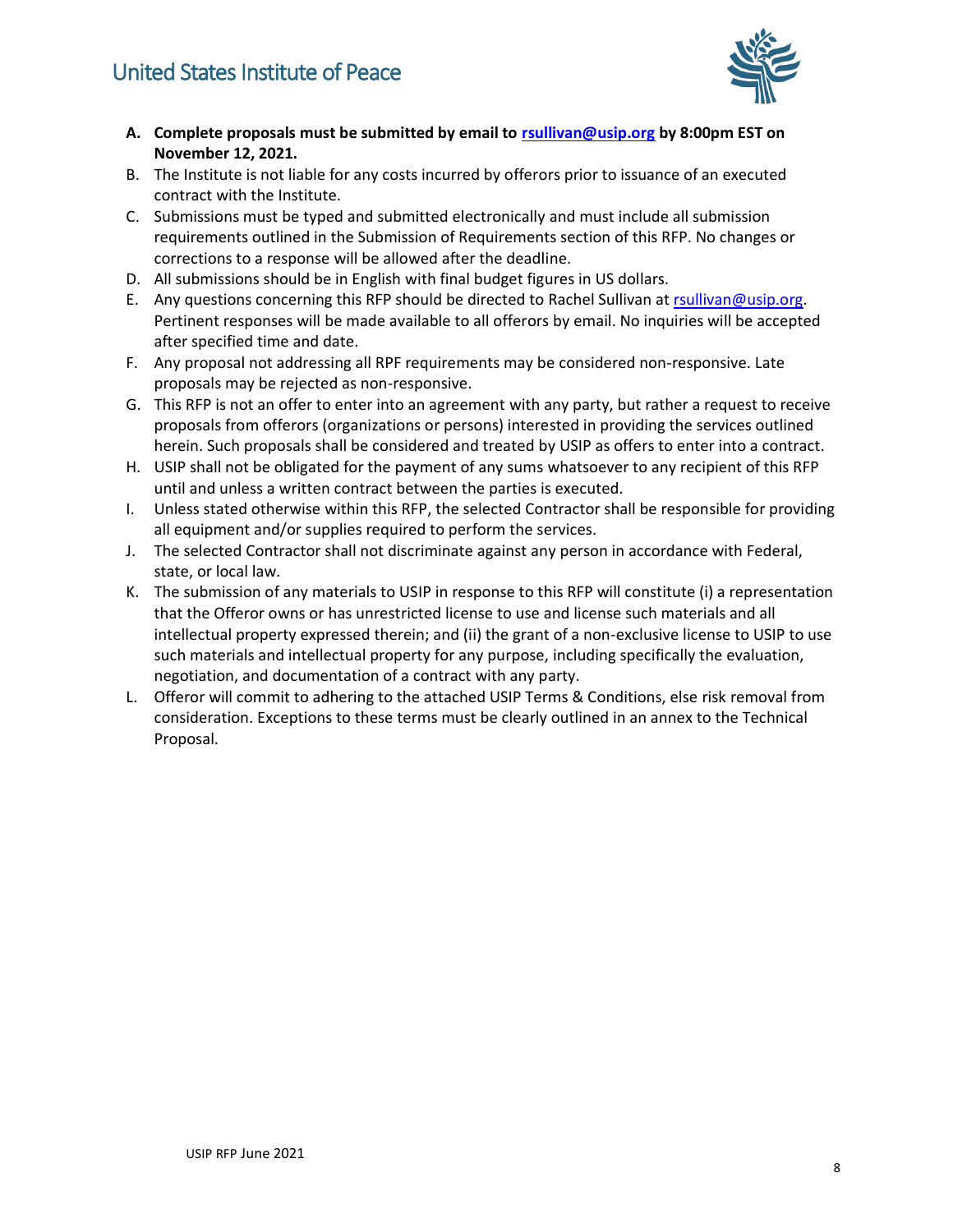A. **Complete proposals must be submitted by email to rsullivan@usip.org by 8:00pm EST on November 12, 2021.**
B. The Institute is not liable for any costs incurred by offerors prior to issuance of an executed contract with the Institute.
C. Submissions must be typed and submitted electronically and must include all submission requirements outlined in the Submission of Requirements section of this RFP. No changes or corrections to a response will be allowed after the deadline.
D. All submissions should be in English with final budget figures in US dollars.
E. Any questions concerning this RFP should be directed to Rachel Sullivan at rsullivan@usip.org. Pertinent responses will be made available to all offerors by email. No inquiries will be accepted after specified time and date.
F. Any proposal not addressing all RPF requirements may be considered non-responsive. Late proposals may be rejected as non-responsive.
G. This RFP is not an offer to enter into an agreement with any party, but rather a request to receive proposals from offerors (organizations or persons) interested in providing the services outlined herein. Such proposals shall be considered and treated by USIP as offers to enter into a contract.
H. USIP shall not be obligated for the payment of any sums whatsoever to any recipient of this RFP until and unless a written contract between the parties is executed.
I. Unless stated otherwise within this RFP, the selected Contractor shall be responsible for providing all equipment and/or supplies required to perform the services.
J. The selected Contractor shall not discriminate against any person in accordance with Federal, state, or local law.
K. The submission of any materials to USIP in response to this RFP will constitute (i) a representation that the Offeror owns or has unrestricted license to use and license such materials and all intellectual property expressed therein; and (ii) the grant of a non-exclusive license to USIP to use such materials and intellectual property for any purpose, including specifically the evaluation, negotiation, and documentation of a contract with any party.
L. Offeror will commit to adhering to the attached USIP Terms & Conditions, else risk removal from consideration. Exceptions to these terms must be clearly outlined in an annex to the Technical Proposal.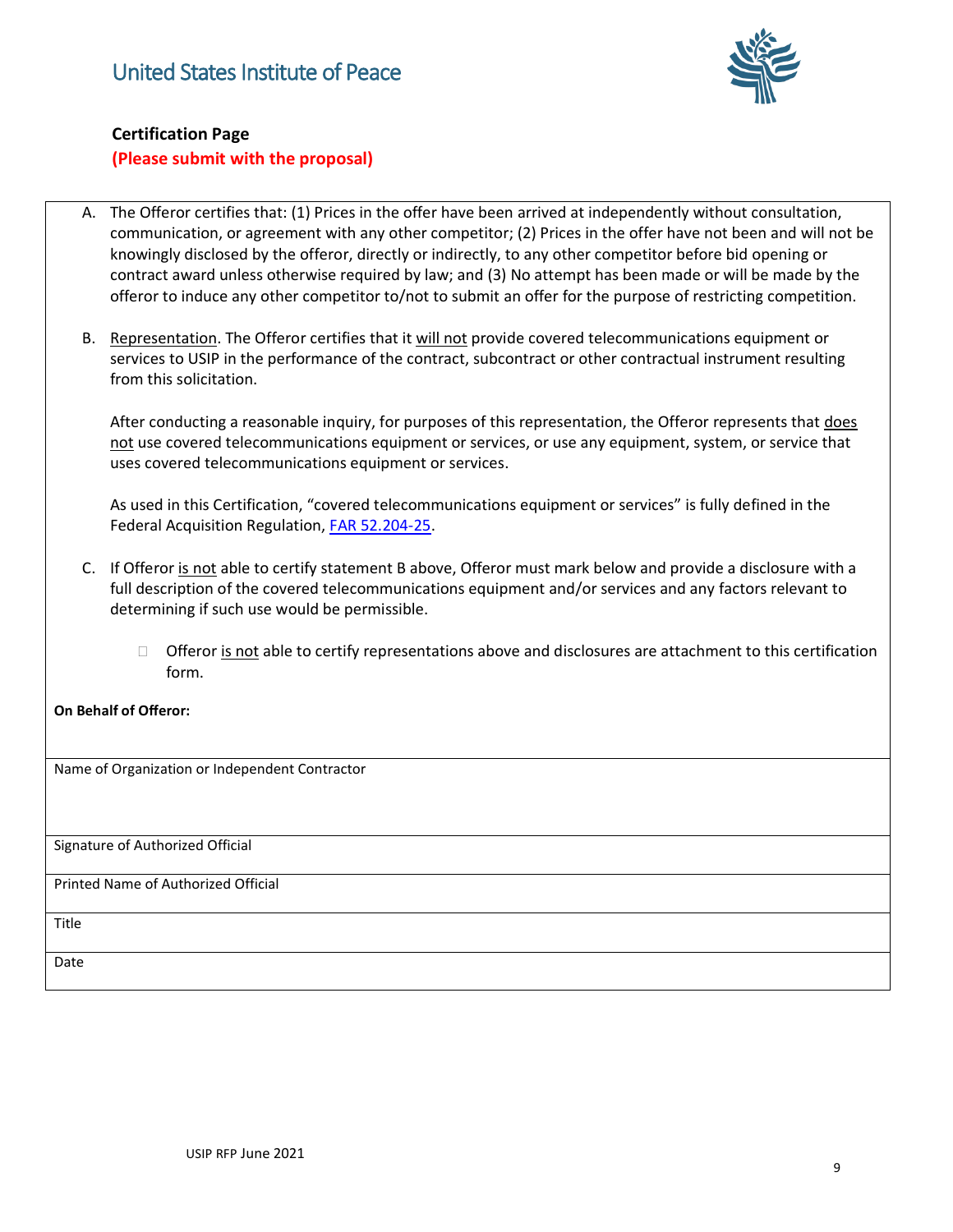# United States Institute of Peace

**Certification Page**

**(Please submit with the proposal)**

A. The Offeror certifies that: (1) Prices in the offer have been arrived at independently without consultation, communication, or agreement with any other competitor; (2) Prices in the offer have not been and will not be knowingly disclosed by the offeror, directly or indirectly, to any other competitor before bid opening or contract award unless otherwise required by law; and (3) No attempt has been made or will be made by the offeror to induce any other competitor to/not to submit an offer for the purpose of restricting competition.

B. Representation. The Offeror certifies that it will not provide covered telecommunications equipment or services to USIP in the performance of the contract, subcontract or other contractual instrument resulting from this solicitation.

   After conducting a reasonable inquiry, for purposes of this representation, the Offeror represents that does not use covered telecommunications equipment or services, or use any equipment, system, or service that uses covered telecommunications equipment or services.

   As used in this Certification, "covered telecommunications equipment or services" is fully defined in the Federal Acquisition Regulation, FAR 52.204-25.

C. If Offeror is not able to certify statement B above, Offeror must mark below and provide a disclosure with a full description of the covered telecommunications equipment and/or services and any factors relevant to determining if such use would be permissible.

   - ☐ Offeror is not able to certify representations above and disclosures are attachment to this certification form.

**On Behalf of Offeror:**

| Name of Organization or Independent Contractor |
|---|
| Signature of Authorized Official |
| Printed Name of Authorized Official |
| Title |
| Date |

USIP RFP June 2021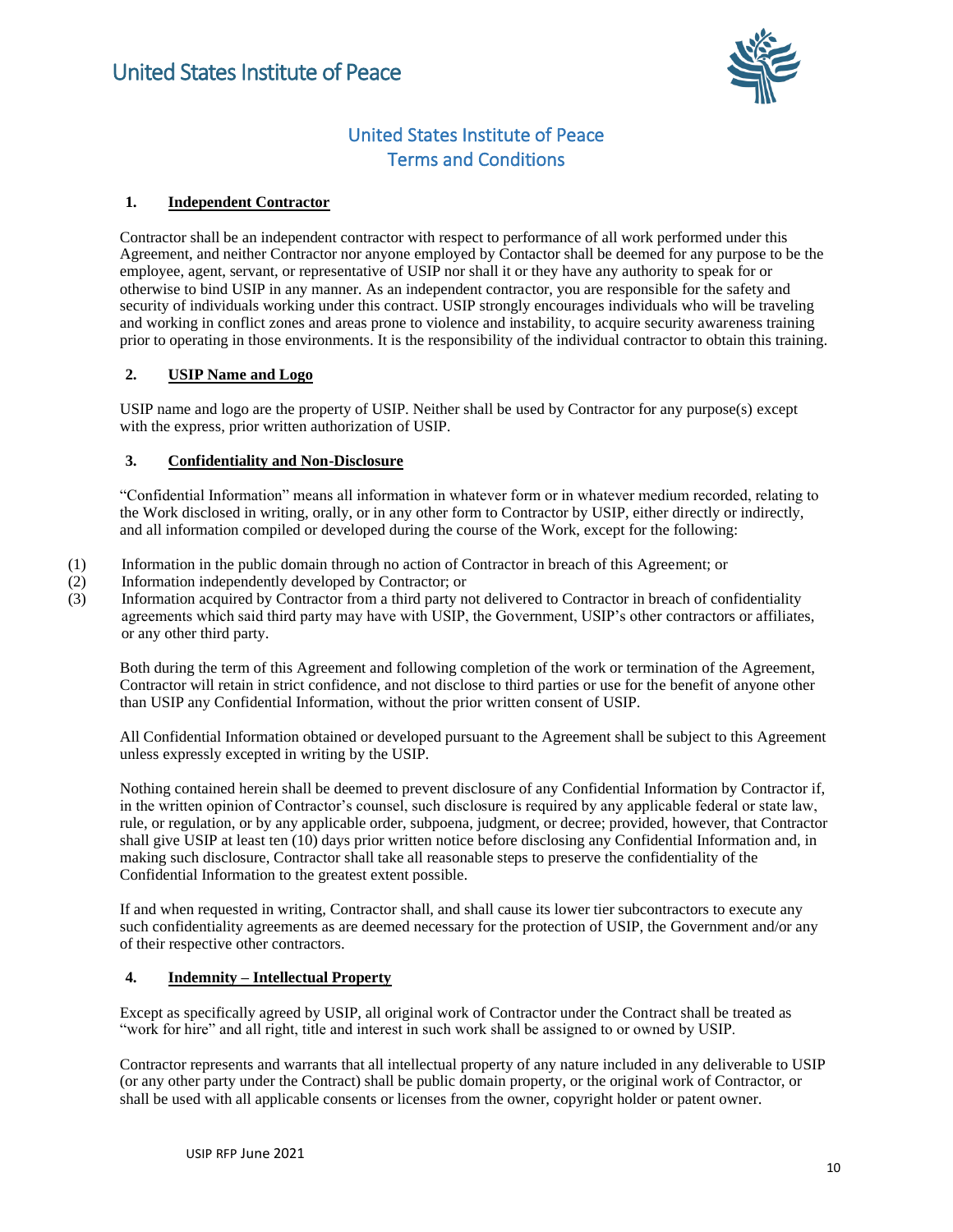# United States Institute of Peace
## Terms and Conditions

### 1. Independent Contractor

Contractor shall be an independent contractor with respect to performance of all work performed under this Agreement, and neither Contractor nor anyone employed by Contactor shall be deemed for any purpose to be the employee, agent, servant, or representative of USIP nor shall it or they have any authority to speak for or otherwise to bind USIP in any manner. As an independent contractor, you are responsible for the safety and security of individuals working under this contract. USIP strongly encourages individuals who will be traveling and working in conflict zones and areas prone to violence and instability, to acquire security awareness training prior to operating in those environments. It is the responsibility of the individual contractor to obtain this training.

### 2. USIP Name and Logo

USIP name and logo are the property of USIP. Neither shall be used by Contractor for any purpose(s) except with the express, prior written authorization of USIP.

### 3. Confidentiality and Non-Disclosure

"Confidential Information" means all information in whatever form or in whatever medium recorded, relating to the Work disclosed in writing, orally, or in any other form to Contractor by USIP, either directly or indirectly, and all information compiled or developed during the course of the Work, except for the following:

(1) Information in the public domain through no action of Contractor in breach of this Agreement; or
(2) Information independently developed by Contractor; or
(3) Information acquired by Contractor from a third party not delivered to Contractor in breach of confidentiality agreements which said third party may have with USIP, the Government, USIP's other contractors or affiliates, or any other third party.

Both during the term of this Agreement and following completion of the work or termination of the Agreement, Contractor will retain in strict confidence, and not disclose to third parties or use for the benefit of anyone other than USIP any Confidential Information, without the prior written consent of USIP.

All Confidential Information obtained or developed pursuant to the Agreement shall be subject to this Agreement unless expressly excepted in writing by the USIP.

Nothing contained herein shall be deemed to prevent disclosure of any Confidential Information by Contractor if, in the written opinion of Contractor's counsel, such disclosure is required by any applicable federal or state law, rule, or regulation, or by any applicable order, subpoena, judgment, or decree; provided, however, that Contractor shall give USIP at least ten (10) days prior written notice before disclosing any Confidential Information and, in making such disclosure, Contractor shall take all reasonable steps to preserve the confidentiality of the Confidential Information to the greatest extent possible.

If and when requested in writing, Contractor shall, and shall cause its lower tier subcontractors to execute any such confidentiality agreements as are deemed necessary for the protection of USIP, the Government and/or any of their respective other contractors.

### 4. Indemnity – Intellectual Property

Except as specifically agreed by USIP, all original work of Contractor under the Contract shall be treated as "work for hire" and all right, title and interest in such work shall be assigned to or owned by USIP.

Contractor represents and warrants that all intellectual property of any nature included in any deliverable to USIP (or any other party under the Contract) shall be public domain property, or the original work of Contractor, or shall be used with all applicable consents or licenses from the owner, copyright holder or patent owner.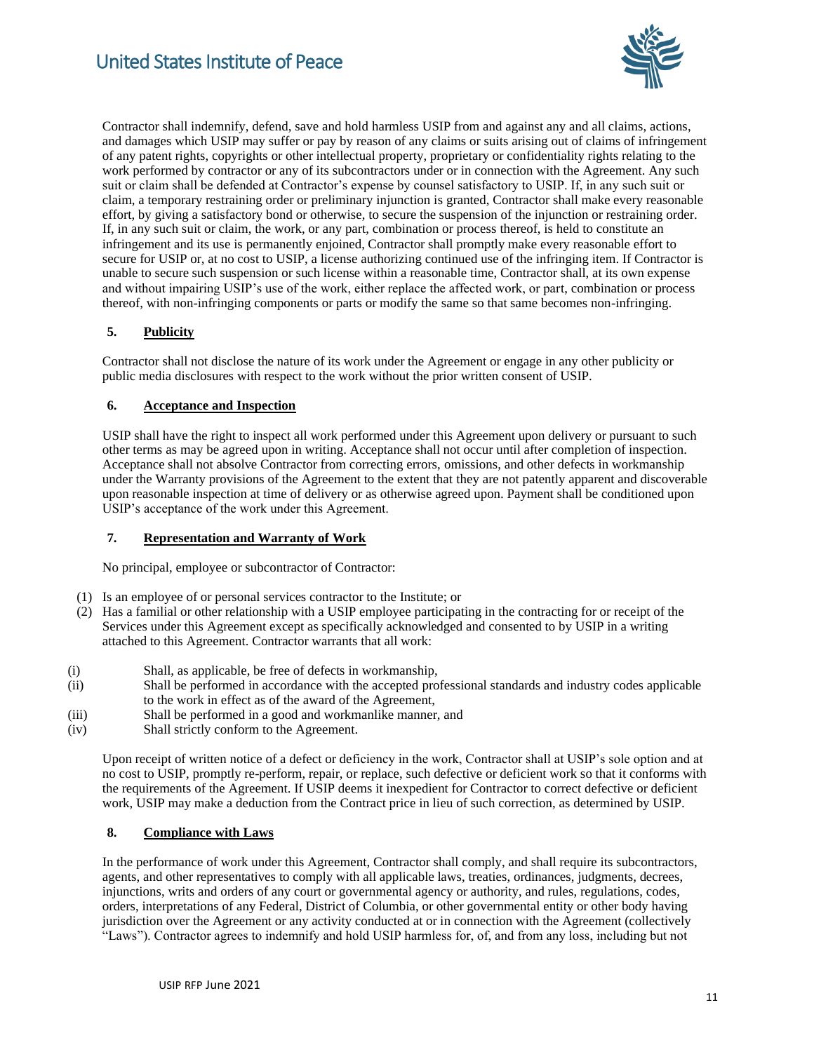Contractor shall indemnify, defend, save and hold harmless USIP from and against any and all claims, actions, and damages which USIP may suffer or pay by reason of any claims or suits arising out of claims of infringement of any patent rights, copyrights or other intellectual property, proprietary or confidentiality rights relating to the work performed by contractor or any of its subcontractors under or in connection with the Agreement. Any such suit or claim shall be defended at Contractor's expense by counsel satisfactory to USIP. If, in any such suit or claim, a temporary restraining order or preliminary injunction is granted, Contractor shall make every reasonable effort, by giving a satisfactory bond or otherwise, to secure the suspension of the injunction or restraining order. If, in any such suit or claim, the work, or any part, combination or process thereof, is held to constitute an infringement and its use is permanently enjoined, Contractor shall promptly make every reasonable effort to secure for USIP or, at no cost to USIP, a license authorizing continued use of the infringing item. If Contractor is unable to secure such suspension or such license within a reasonable time, Contractor shall, at its own expense and without impairing USIP's use of the work, either replace the affected work, or part, combination or process thereof, with non-infringing components or parts or modify the same so that same becomes non-infringing.

### 5. <u>Publicity</u>

Contractor shall not disclose the nature of its work under the Agreement or engage in any other publicity or public media disclosures with respect to the work without the prior written consent of USIP.

### 6. <u>Acceptance and Inspection</u>

USIP shall have the right to inspect all work performed under this Agreement upon delivery or pursuant to such other terms as may be agreed upon in writing. Acceptance shall not occur until after completion of inspection. Acceptance shall not absolve Contractor from correcting errors, omissions, and other defects in workmanship under the Warranty provisions of the Agreement to the extent that they are not patently apparent and discoverable upon reasonable inspection at time of delivery or as otherwise agreed upon. Payment shall be conditioned upon USIP's acceptance of the work under this Agreement.

### 7. <u>Representation and Warranty of Work</u>

No principal, employee or subcontractor of Contractor:

(1) Is an employee of or personal services contractor to the Institute; or
(2) Has a familial or other relationship with a USIP employee participating in the contracting for or receipt of the Services under this Agreement except as specifically acknowledged and consented to by USIP in a writing attached to this Agreement. Contractor warrants that all work:

(i) Shall, as applicable, be free of defects in workmanship,
(ii) Shall be performed in accordance with the accepted professional standards and industry codes applicable to the work in effect as of the award of the Agreement,
(iii) Shall be performed in a good and workmanlike manner, and
(iv) Shall strictly conform to the Agreement.

Upon receipt of written notice of a defect or deficiency in the work, Contractor shall at USIP's sole option and at no cost to USIP, promptly re-perform, repair, or replace, such defective or deficient work so that it conforms with the requirements of the Agreement. If USIP deems it inexpedient for Contractor to correct defective or deficient work, USIP may make a deduction from the Contract price in lieu of such correction, as determined by USIP.

### 8. <u>Compliance with Laws</u>

In the performance of work under this Agreement, Contractor shall comply, and shall require its subcontractors, agents, and other representatives to comply with all applicable laws, treaties, ordinances, judgments, decrees, injunctions, writs and orders of any court or governmental agency or authority, and rules, regulations, codes, orders, interpretations of any Federal, District of Columbia, or other governmental entity or other body having jurisdiction over the Agreement or any activity conducted at or in connection with the Agreement (collectively "Laws"). Contractor agrees to indemnify and hold USIP harmless for, of, and from any loss, including but not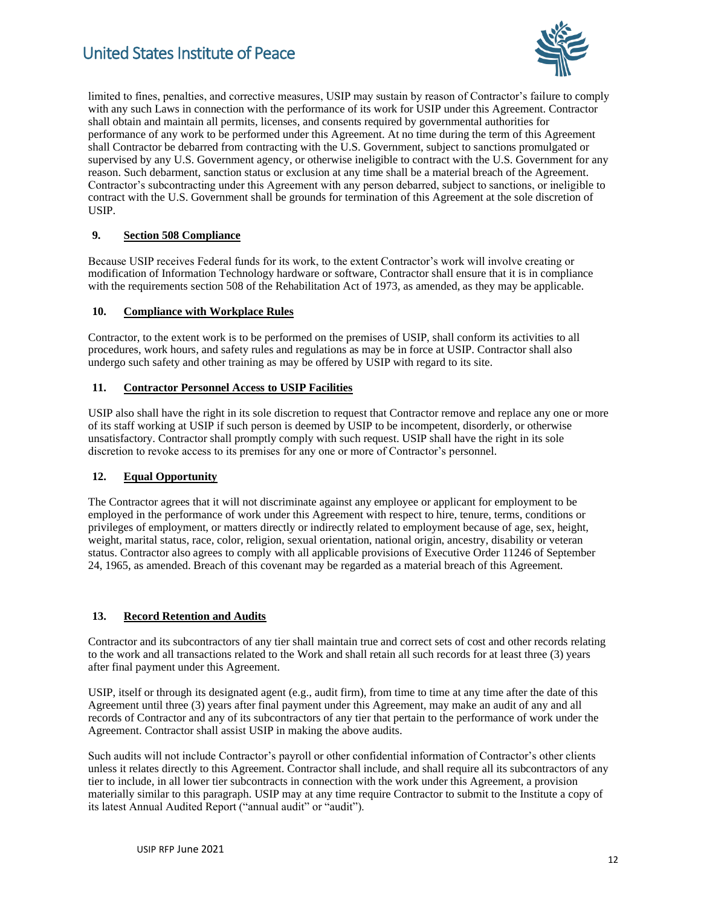limited to fines, penalties, and corrective measures, USIP may sustain by reason of Contractor's failure to comply with any such Laws in connection with the performance of its work for USIP under this Agreement. Contractor shall obtain and maintain all permits, licenses, and consents required by governmental authorities for performance of any work to be performed under this Agreement. At no time during the term of this Agreement shall Contractor be debarred from contracting with the U.S. Government, subject to sanctions promulgated or supervised by any U.S. Government agency, or otherwise ineligible to contract with the U.S. Government for any reason. Such debarment, sanction status or exclusion at any time shall be a material breach of the Agreement. Contractor's subcontracting under this Agreement with any person debarred, subject to sanctions, or ineligible to contract with the U.S. Government shall be grounds for termination of this Agreement at the sole discretion of USIP.

**9. <u>Section 508 Compliance</u>**

Because USIP receives Federal funds for its work, to the extent Contractor's work will involve creating or modification of Information Technology hardware or software, Contractor shall ensure that it is in compliance with the requirements section 508 of the Rehabilitation Act of 1973, as amended, as they may be applicable.

**10. <u>Compliance with Workplace Rules</u>**

Contractor, to the extent work is to be performed on the premises of USIP, shall conform its activities to all procedures, work hours, and safety rules and regulations as may be in force at USIP. Contractor shall also undergo such safety and other training as may be offered by USIP with regard to its site.

**11. <u>Contractor Personnel Access to USIP Facilities</u>**

USIP also shall have the right in its sole discretion to request that Contractor remove and replace any one or more of its staff working at USIP if such person is deemed by USIP to be incompetent, disorderly, or otherwise unsatisfactory. Contractor shall promptly comply with such request. USIP shall have the right in its sole discretion to revoke access to its premises for any one or more of Contractor's personnel.

**12. <u>Equal Opportunity</u>**

The Contractor agrees that it will not discriminate against any employee or applicant for employment to be employed in the performance of work under this Agreement with respect to hire, tenure, terms, conditions or privileges of employment, or matters directly or indirectly related to employment because of age, sex, height, weight, marital status, race, color, religion, sexual orientation, national origin, ancestry, disability or veteran status. Contractor also agrees to comply with all applicable provisions of Executive Order 11246 of September 24, 1965, as amended. Breach of this covenant may be regarded as a material breach of this Agreement.

**13. <u>Record Retention and Audits</u>**

Contractor and its subcontractors of any tier shall maintain true and correct sets of cost and other records relating to the work and all transactions related to the Work and shall retain all such records for at least three (3) years after final payment under this Agreement.

USIP, itself or through its designated agent (e.g., audit firm), from time to time at any time after the date of this Agreement until three (3) years after final payment under this Agreement, may make an audit of any and all records of Contractor and any of its subcontractors of any tier that pertain to the performance of work under the Agreement. Contractor shall assist USIP in making the above audits.

Such audits will not include Contractor's payroll or other confidential information of Contractor's other clients unless it relates directly to this Agreement. Contractor shall include, and shall require all its subcontractors of any tier to include, in all lower tier subcontracts in connection with the work under this Agreement, a provision materially similar to this paragraph. USIP may at any time require Contractor to submit to the Institute a copy of its latest Annual Audited Report ("annual audit" or "audit").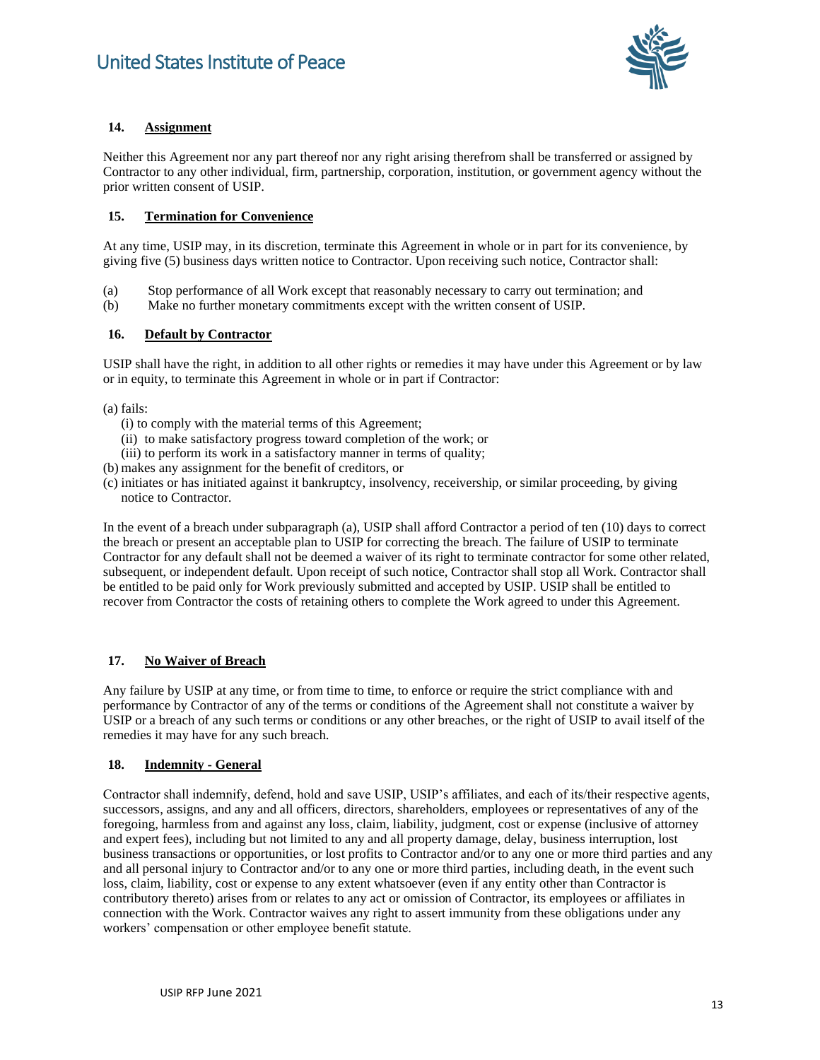## 14. Assignment

Neither this Agreement nor any part thereof nor any right arising therefrom shall be transferred or assigned by Contractor to any other individual, firm, partnership, corporation, institution, or government agency without the prior written consent of USIP.

## 15. Termination for Convenience

At any time, USIP may, in its discretion, terminate this Agreement in whole or in part for its convenience, by giving five (5) business days written notice to Contractor. Upon receiving such notice, Contractor shall:

(a) Stop performance of all Work except that reasonably necessary to carry out termination; and
(b) Make no further monetary commitments except with the written consent of USIP.

## 16. Default by Contractor

USIP shall have the right, in addition to all other rights or remedies it may have under this Agreement or by law or in equity, to terminate this Agreement in whole or in part if Contractor:

(a) fails:
- (i) to comply with the material terms of this Agreement;
- (ii) to make satisfactory progress toward completion of the work; or
- (iii) to perform its work in a satisfactory manner in terms of quality;

(b) makes any assignment for the benefit of creditors, or
(c) initiates or has initiated against it bankruptcy, insolvency, receivership, or similar proceeding, by giving notice to Contractor.

In the event of a breach under subparagraph (a), USIP shall afford Contractor a period of ten (10) days to correct the breach or present an acceptable plan to USIP for correcting the breach. The failure of USIP to terminate Contractor for any default shall not be deemed a waiver of its right to terminate contractor for some other related, subsequent, or independent default. Upon receipt of such notice, Contractor shall stop all Work. Contractor shall be entitled to be paid only for Work previously submitted and accepted by USIP. USIP shall be entitled to recover from Contractor the costs of retaining others to complete the Work agreed to under this Agreement.

## 17. No Waiver of Breach

Any failure by USIP at any time, or from time to time, to enforce or require the strict compliance with and performance by Contractor of any of the terms or conditions of the Agreement shall not constitute a waiver by USIP or a breach of any such terms or conditions or any other breaches, or the right of USIP to avail itself of the remedies it may have for any such breach.

## 18. Indemnity - General

Contractor shall indemnify, defend, hold and save USIP, USIP's affiliates, and each of its/their respective agents, successors, assigns, and any and all officers, directors, shareholders, employees or representatives of any of the foregoing, harmless from and against any loss, claim, liability, judgment, cost or expense (inclusive of attorney and expert fees), including but not limited to any and all property damage, delay, business interruption, lost business transactions or opportunities, or lost profits to Contractor and/or to any one or more third parties and any and all personal injury to Contractor and/or to any one or more third parties, including death, in the event such loss, claim, liability, cost or expense to any extent whatsoever (even if any entity other than Contractor is contributory thereto) arises from or relates to any act or omission of Contractor, its employees or affiliates in connection with the Work. Contractor waives any right to assert immunity from these obligations under any workers' compensation or other employee benefit statute.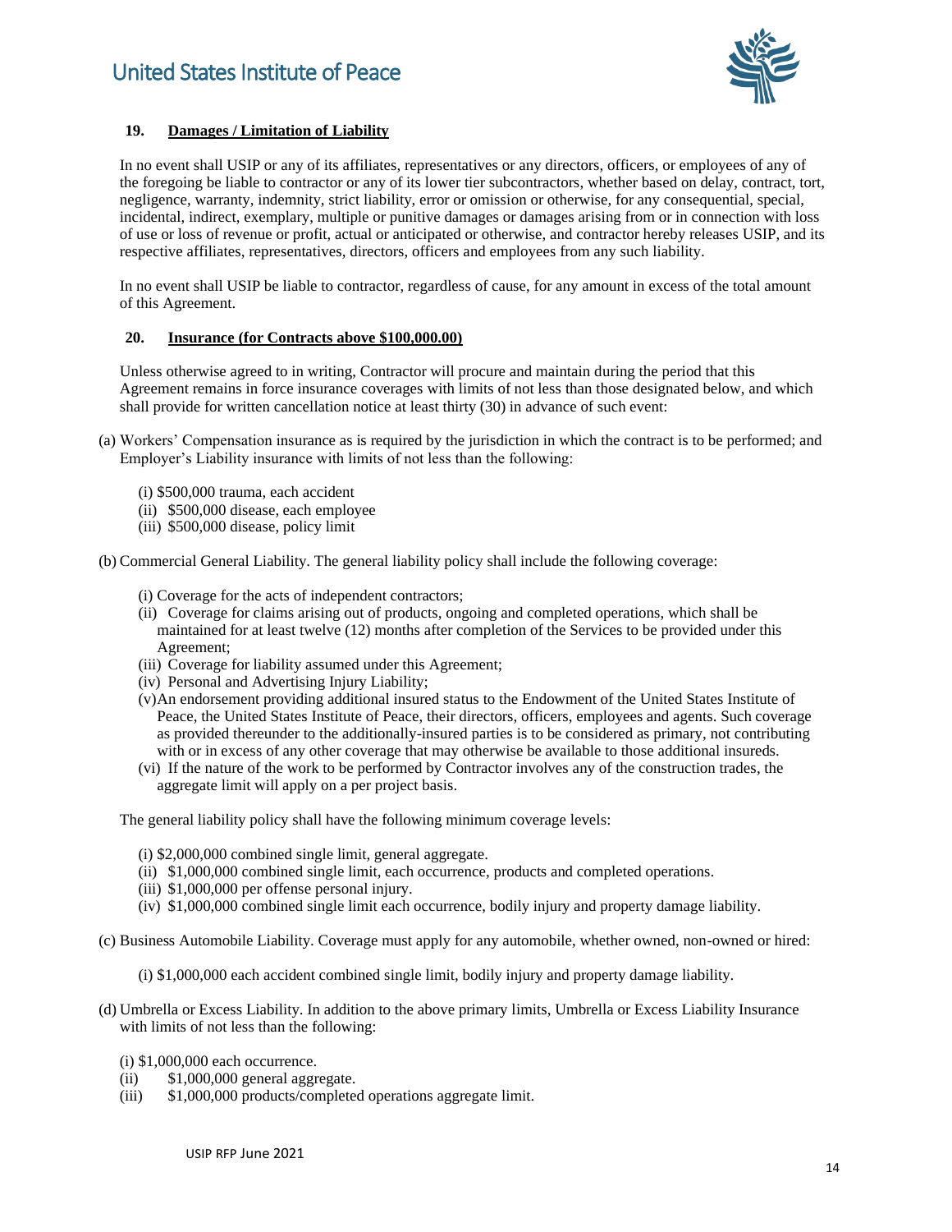### 19. Damages / Limitation of Liability

In no event shall USIP or any of its affiliates, representatives or any directors, officers, or employees of any of the foregoing be liable to contractor or any of its lower tier subcontractors, whether based on delay, contract, tort, negligence, warranty, indemnity, strict liability, error or omission or otherwise, for any consequential, special, incidental, indirect, exemplary, multiple or punitive damages or damages arising from or in connection with loss of use or loss of revenue or profit, actual or anticipated or otherwise, and contractor hereby releases USIP, and its respective affiliates, representatives, directors, officers and employees from any such liability.

In no event shall USIP be liable to contractor, regardless of cause, for any amount in excess of the total amount of this Agreement.

### 20. Insurance (for Contracts above $100,000.00)

Unless otherwise agreed to in writing, Contractor will procure and maintain during the period that this Agreement remains in force insurance coverages with limits of not less than those designated below, and which shall provide for written cancellation notice at least thirty (30) in advance of such event:

(a) Workers' Compensation insurance as is required by the jurisdiction in which the contract is to be performed; and Employer's Liability insurance with limits of not less than the following:

- (i) $500,000 trauma, each accident
- (ii) $500,000 disease, each employee
- (iii) $500,000 disease, policy limit

(b) Commercial General Liability. The general liability policy shall include the following coverage:

- (i) Coverage for the acts of independent contractors;
- (ii) Coverage for claims arising out of products, ongoing and completed operations, which shall be maintained for at least twelve (12) months after completion of the Services to be provided under this Agreement;
- (iii) Coverage for liability assumed under this Agreement;
- (iv) Personal and Advertising Injury Liability;
- (v) An endorsement providing additional insured status to the Endowment of the United States Institute of Peace, the United States Institute of Peace, their directors, officers, employees and agents. Such coverage as provided thereunder to the additionally-insured parties is to be considered as primary, not contributing with or in excess of any other coverage that may otherwise be available to those additional insureds.
- (vi) If the nature of the work to be performed by Contractor involves any of the construction trades, the aggregate limit will apply on a per project basis.

The general liability policy shall have the following minimum coverage levels:

- (i) $2,000,000 combined single limit, general aggregate.
- (ii) $1,000,000 combined single limit, each occurrence, products and completed operations.
- (iii) $1,000,000 per offense personal injury.
- (iv) $1,000,000 combined single limit each occurrence, bodily injury and property damage liability.

(c) Business Automobile Liability. Coverage must apply for any automobile, whether owned, non-owned or hired:

- (i) $1,000,000 each accident combined single limit, bodily injury and property damage liability.

(d) Umbrella or Excess Liability. In addition to the above primary limits, Umbrella or Excess Liability Insurance with limits of not less than the following:

- (i) $1,000,000 each occurrence.
- (ii) $1,000,000 general aggregate.
- (iii) $1,000,000 products/completed operations aggregate limit.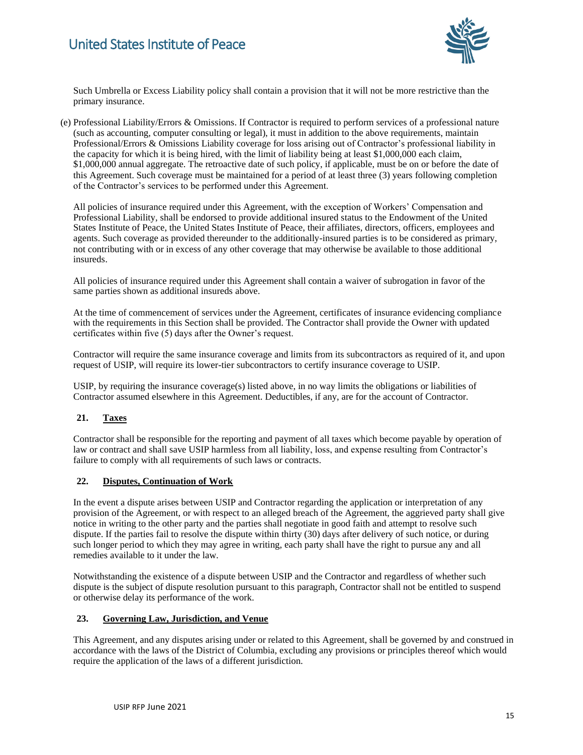Such Umbrella or Excess Liability policy shall contain a provision that it will not be more restrictive than the primary insurance.

(e) Professional Liability/Errors & Omissions. If Contractor is required to perform services of a professional nature (such as accounting, computer consulting or legal), it must in addition to the above requirements, maintain Professional/Errors & Omissions Liability coverage for loss arising out of Contractor's professional liability in the capacity for which it is being hired, with the limit of liability being at least $1,000,000 each claim, $1,000,000 annual aggregate. The retroactive date of such policy, if applicable, must be on or before the date of this Agreement. Such coverage must be maintained for a period of at least three (3) years following completion of the Contractor's services to be performed under this Agreement.

All policies of insurance required under this Agreement, with the exception of Workers' Compensation and Professional Liability, shall be endorsed to provide additional insured status to the Endowment of the United States Institute of Peace, the United States Institute of Peace, their affiliates, directors, officers, employees and agents. Such coverage as provided thereunder to the additionally-insured parties is to be considered as primary, not contributing with or in excess of any other coverage that may otherwise be available to those additional insureds.

All policies of insurance required under this Agreement shall contain a waiver of subrogation in favor of the same parties shown as additional insureds above.

At the time of commencement of services under the Agreement, certificates of insurance evidencing compliance with the requirements in this Section shall be provided. The Contractor shall provide the Owner with updated certificates within five (5) days after the Owner's request.

Contractor will require the same insurance coverage and limits from its subcontractors as required of it, and upon request of USIP, will require its lower-tier subcontractors to certify insurance coverage to USIP.

USIP, by requiring the insurance coverage(s) listed above, in no way limits the obligations or liabilities of Contractor assumed elsewhere in this Agreement. Deductibles, if any, are for the account of Contractor.

## 21. Taxes

Contractor shall be responsible for the reporting and payment of all taxes which become payable by operation of law or contract and shall save USIP harmless from all liability, loss, and expense resulting from Contractor's failure to comply with all requirements of such laws or contracts.

## 22. Disputes, Continuation of Work

In the event a dispute arises between USIP and Contractor regarding the application or interpretation of any provision of the Agreement, or with respect to an alleged breach of the Agreement, the aggrieved party shall give notice in writing to the other party and the parties shall negotiate in good faith and attempt to resolve such dispute. If the parties fail to resolve the dispute within thirty (30) days after delivery of such notice, or during such longer period to which they may agree in writing, each party shall have the right to pursue any and all remedies available to it under the law.

Notwithstanding the existence of a dispute between USIP and the Contractor and regardless of whether such dispute is the subject of dispute resolution pursuant to this paragraph, Contractor shall not be entitled to suspend or otherwise delay its performance of the work.

## 23. Governing Law, Jurisdiction, and Venue

This Agreement, and any disputes arising under or related to this Agreement, shall be governed by and construed in accordance with the laws of the District of Columbia, excluding any provisions or principles thereof which would require the application of the laws of a different jurisdiction.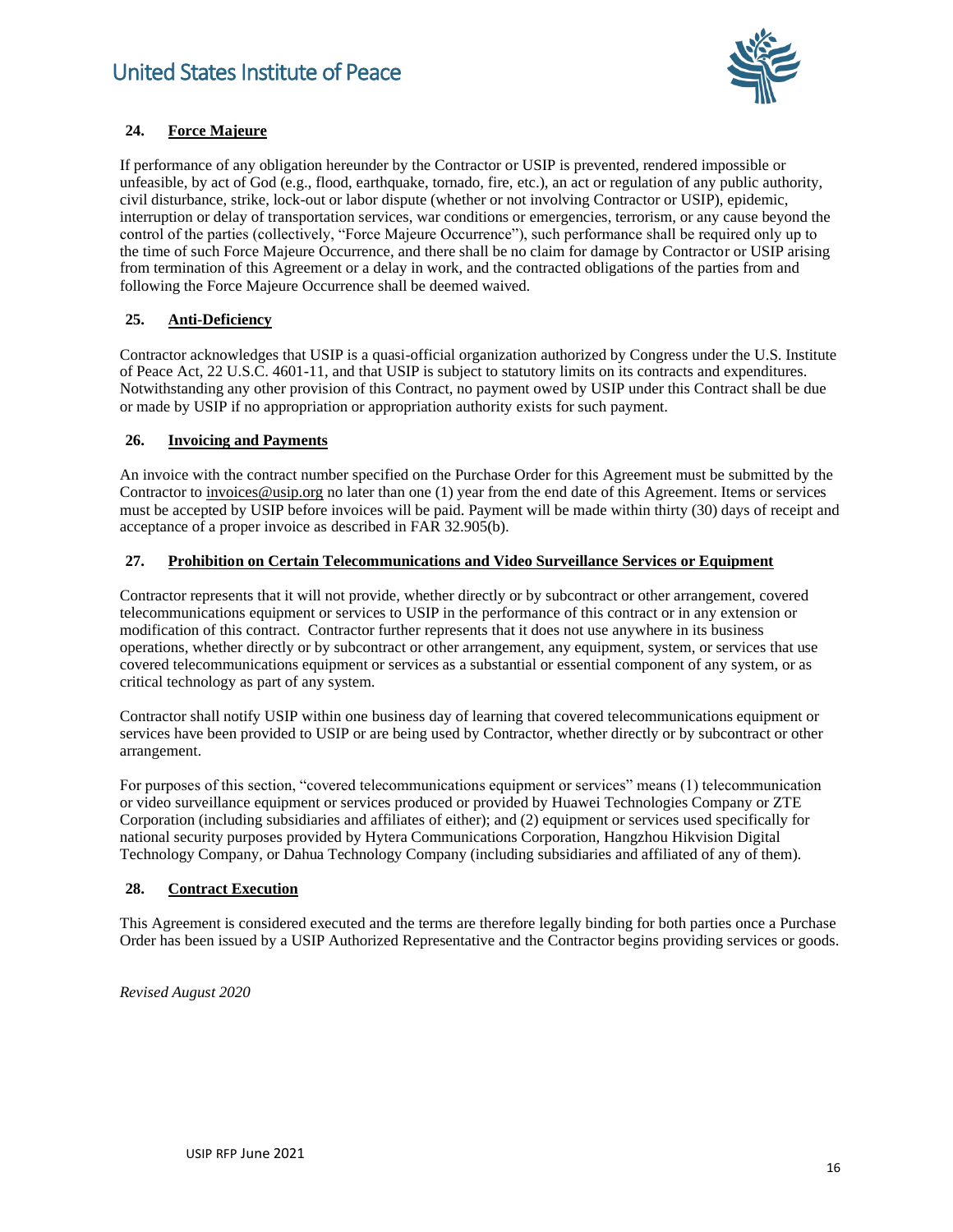## 24. Force Majeure

If performance of any obligation hereunder by the Contractor or USIP is prevented, rendered impossible or unfeasible, by act of God (e.g., flood, earthquake, tornado, fire, etc.), an act or regulation of any public authority, civil disturbance, strike, lock-out or labor dispute (whether or not involving Contractor or USIP), epidemic, interruption or delay of transportation services, war conditions or emergencies, terrorism, or any cause beyond the control of the parties (collectively, "Force Majeure Occurrence"), such performance shall be required only up to the time of such Force Majeure Occurrence, and there shall be no claim for damage by Contractor or USIP arising from termination of this Agreement or a delay in work, and the contracted obligations of the parties from and following the Force Majeure Occurrence shall be deemed waived.

## 25. Anti-Deficiency

Contractor acknowledges that USIP is a quasi-official organization authorized by Congress under the U.S. Institute of Peace Act, 22 U.S.C. 4601-11, and that USIP is subject to statutory limits on its contracts and expenditures. Notwithstanding any other provision of this Contract, no payment owed by USIP under this Contract shall be due or made by USIP if no appropriation or appropriation authority exists for such payment.

## 26. Invoicing and Payments

An invoice with the contract number specified on the Purchase Order for this Agreement must be submitted by the Contractor to invoices@usip.org no later than one (1) year from the end date of this Agreement. Items or services must be accepted by USIP before invoices will be paid. Payment will be made within thirty (30) days of receipt and acceptance of a proper invoice as described in FAR 32.905(b).

## 27. Prohibition on Certain Telecommunications and Video Surveillance Services or Equipment

Contractor represents that it will not provide, whether directly or by subcontract or other arrangement, covered telecommunications equipment or services to USIP in the performance of this contract or in any extension or modification of this contract. Contractor further represents that it does not use anywhere in its business operations, whether directly or by subcontract or other arrangement, any equipment, system, or services that use covered telecommunications equipment or services as a substantial or essential component of any system, or as critical technology as part of any system.

Contractor shall notify USIP within one business day of learning that covered telecommunications equipment or services have been provided to USIP or are being used by Contractor, whether directly or by subcontract or other arrangement.

For purposes of this section, "covered telecommunications equipment or services" means (1) telecommunication or video surveillance equipment or services produced or provided by Huawei Technologies Company or ZTE Corporation (including subsidiaries and affiliates of either); and (2) equipment or services used specifically for national security purposes provided by Hytera Communications Corporation, Hangzhou Hikvision Digital Technology Company, or Dahua Technology Company (including subsidiaries and affiliated of any of them).

## 28. Contract Execution

This Agreement is considered executed and the terms are therefore legally binding for both parties once a Purchase Order has been issued by a USIP Authorized Representative and the Contractor begins providing services or goods.

*Revised August 2020*